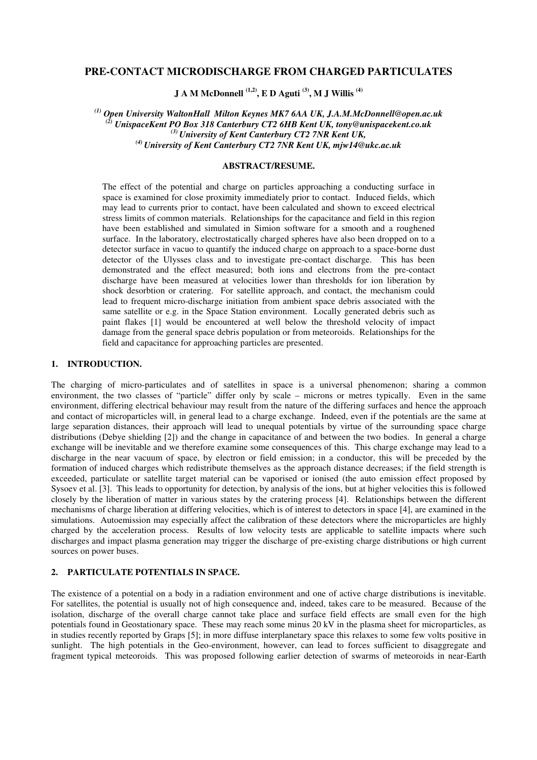# PRE-CONTACT MICRODISCHARGE FROM CHARGED PARTICULATES

**J A M McDonnell [1,2], E D Aguti [3], M J Willis [4]**

*[1] Open University WaltonHall Milton Keynes MK7 6AA UK, J.A.M.McDonnell@open.ac.uk*
*[2] UnispaceKent PO Box 318 Canterbury CT2 6HB Kent UK, tony@unispacekent.co.uk*
*[3] University of Kent Canterbury CT2 7NR Kent UK,*
*[4] University of Kent Canterbury CT2 7NR Kent UK, mjw14@ukc.ac.uk*

**ABSTRACT/RESUME.**

The effect of the potential and charge on particles approaching a conducting surface in space is examined for close proximity immediately prior to contact. Induced fields, which may lead to currents prior to contact, have been calculated and shown to exceed electrical stress limits of common materials. Relationships for the capacitance and field in this region have been established and simulated in Simion software for a smooth and a roughened surface. In the laboratory, electrostatically charged spheres have also been dropped on to a detector surface in vacuo to quantify the induced charge on approach to a space-borne dust detector of the Ulysses class and to investigate pre-contact discharge. This has been demonstrated and the effect measured; both ions and electrons from the pre-contact discharge have been measured at velocities lower than thresholds for ion liberation by shock desorbtion or cratering. For satellite approach, and contact, the mechanism could lead to frequent micro-discharge initiation from ambient space debris associated with the same satellite or e.g. in the Space Station environment. Locally generated debris such as paint flakes [1] would be encountered at well below the threshold velocity of impact damage from the general space debris population or from meteoroids. Relationships for the field and capacitance for approaching particles are presented.

## 1. INTRODUCTION.

The charging of micro-particulates and of satellites in space is a universal phenomenon; sharing a common environment, the two classes of "particle" differ only by scale – microns or metres typically. Even in the same environment, differing electrical behaviour may result from the nature of the differing surfaces and hence the approach and contact of microparticles will, in general lead to a charge exchange. Indeed, even if the potentials are the same at large separation distances, their approach will lead to unequal potentials by virtue of the surrounding space charge distributions (Debye shielding [2]) and the change in capacitance of and between the two bodies. In general a charge exchange will be inevitable and we therefore examine some consequences of this. This charge exchange may lead to a discharge in the near vacuum of space, by electron or field emission; in a conductor, this will be preceded by the formation of induced charges which redistribute themselves as the approach distance decreases; if the field strength is exceeded, particulate or satellite target material can be vaporised or ionised (the auto emission effect proposed by Sysoev et al. [3]. This leads to opportunity for detection, by analysis of the ions, but at higher velocities this is followed closely by the liberation of matter in various states by the cratering process [4]. Relationships between the different mechanisms of charge liberation at differing velocities, which is of interest to detectors in space [4], are examined in the simulations. Autoemission may especially affect the calibration of these detectors where the microparticles are highly charged by the acceleration process. Results of low velocity tests are applicable to satellite impacts where such discharges and impact plasma generation may trigger the discharge of pre-existing charge distributions or high current sources on power buses.

## 2. PARTICULATE POTENTIALS IN SPACE.

The existence of a potential on a body in a radiation environment and one of active charge distributions is inevitable. For satellites, the potential is usually not of high consequence and, indeed, takes care to be measured. Because of the isolation, discharge of the overall charge cannot take place and surface field effects are small even for the high potentials found in Geostationary space. These may reach some minus 20 kV in the plasma sheet for microparticles, as in studies recently reported by Graps [5]; in more diffuse interplanetary space this relaxes to some few volts positive in sunlight. The high potentials in the Geo-environment, however, can lead to forces sufficient to disaggregate and fragment typical meteoroids. This was proposed following earlier detection of swarms of meteoroids in near-Earth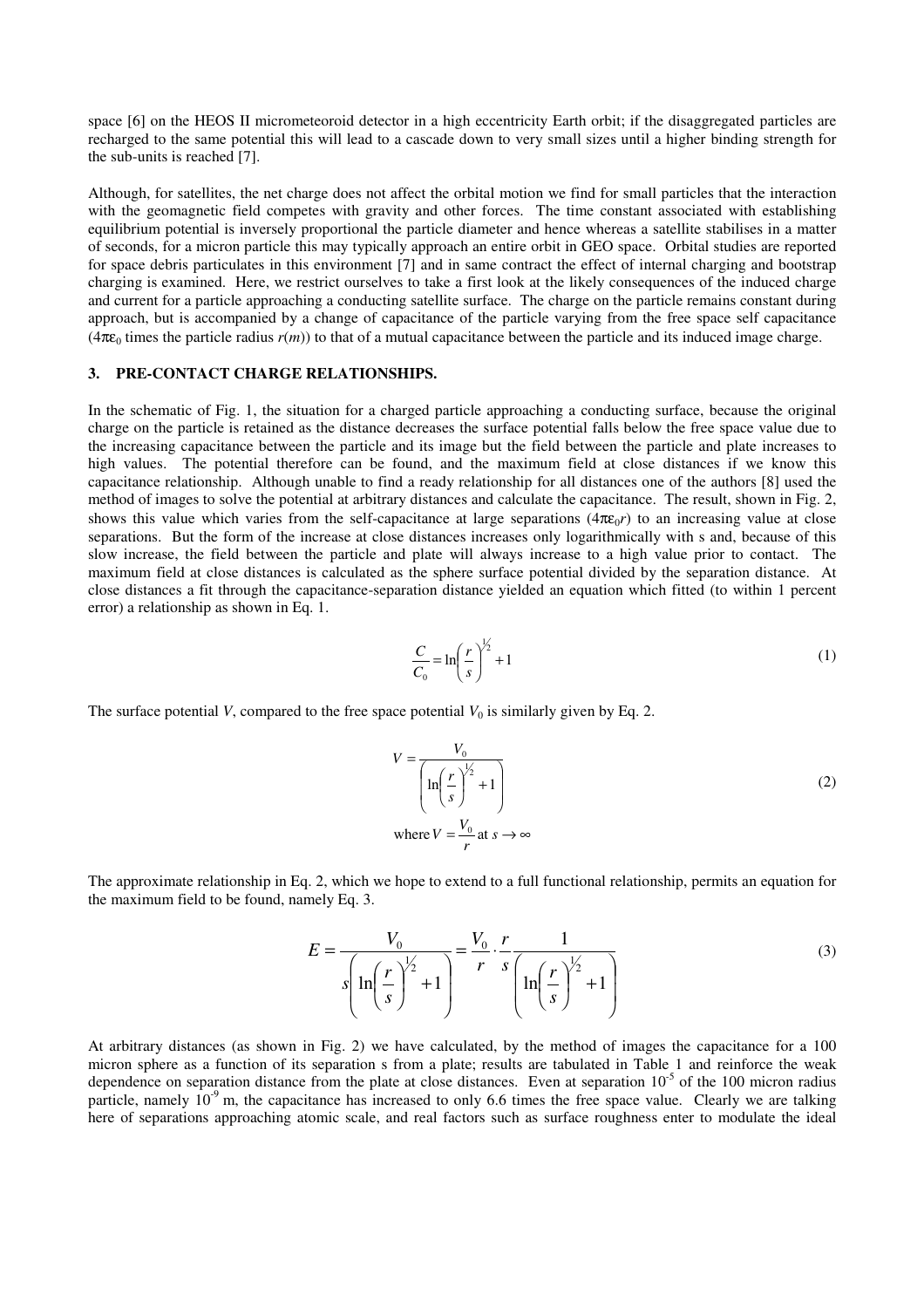space [6] on the HEOS II micrometeoroid detector in a high eccentricity Earth orbit; if the disaggregated particles are recharged to the same potential this will lead to a cascade down to very small sizes until a higher binding strength for the sub-units is reached [7].

Although, for satellites, the net charge does not affect the orbital motion we find for small particles that the interaction with the geomagnetic field competes with gravity and other forces. The time constant associated with establishing equilibrium potential is inversely proportional the particle diameter and hence whereas a satellite stabilises in a matter of seconds, for a micron particle this may typically approach an entire orbit in GEO space. Orbital studies are reported for space debris particulates in this environment [7] and in same contract the effect of internal charging and bootstrap charging is examined. Here, we restrict ourselves to take a first look at the likely consequences of the induced charge and current for a particle approaching a conducting satellite surface. The charge on the particle remains constant during approach, but is accompanied by a change of capacitance of the particle varying from the free space self capacitance ($4\pi\varepsilon_0$ times the particle radius $r(m)$) to that of a mutual capacitance between the particle and its induced image charge.

### 3. PRE-CONTACT CHARGE RELATIONSHIPS.

In the schematic of Fig. 1, the situation for a charged particle approaching a conducting surface, because the original charge on the particle is retained as the distance decreases the surface potential falls below the free space value due to the increasing capacitance between the particle and its image but the field between the particle and plate increases to high values. The potential therefore can be found, and the maximum field at close distances if we know this capacitance relationship. Although unable to find a ready relationship for all distances one of the authors [8] used the method of images to solve the potential at arbitrary distances and calculate the capacitance. The result, shown in Fig. 2, shows this value which varies from the self-capacitance at large separations ($4\pi\varepsilon_0 r$) to an increasing value at close separations. But the form of the increase at close distances increases only logarithmically with s and, because of this slow increase, the field between the particle and plate will always increase to a high value prior to contact. The maximum field at close distances is calculated as the sphere surface potential divided by the separation distance. At close distances a fit through the capacitance-separation distance yielded an equation which fitted (to within 1 percent error) a relationship as shown in Eq. 1.

$$\frac{C}{C_0} = \ln\left(\frac{r}{s}\right)^{\frac{1}{2}} + 1 \tag{1}$$

The surface potential $V$, compared to the free space potential $V_0$ is similarly given by Eq. 2.

$$V = \frac{V_0}{\left(\ln\left(\frac{r}{s}\right)^{\frac{1}{2}} + 1\right)} \tag{2}$$

$$\text{where } V = \frac{V_0}{r} \text{ at } s \to \infty$$

The approximate relationship in Eq. 2, which we hope to extend to a full functional relationship, permits an equation for the maximum field to be found, namely Eq. 3.

$$E = \frac{V_0}{s\left(\ln\left(\frac{r}{s}\right)^{\frac{1}{2}} + 1\right)} = \frac{V_0}{r} \cdot \frac{r}{s} \frac{1}{\left(\ln\left(\frac{r}{s}\right)^{\frac{1}{2}} + 1\right)} \tag{3}$$

At arbitrary distances (as shown in Fig. 2) we have calculated, by the method of images the capacitance for a 100 micron sphere as a function of its separation s from a plate; results are tabulated in Table 1 and reinforce the weak dependence on separation distance from the plate at close distances. Even at separation $10^{-5}$ of the 100 micron radius particle, namely $10^{-9}$ m, the capacitance has increased to only 6.6 times the free space value. Clearly we are talking here of separations approaching atomic scale, and real factors such as surface roughness enter to modulate the ideal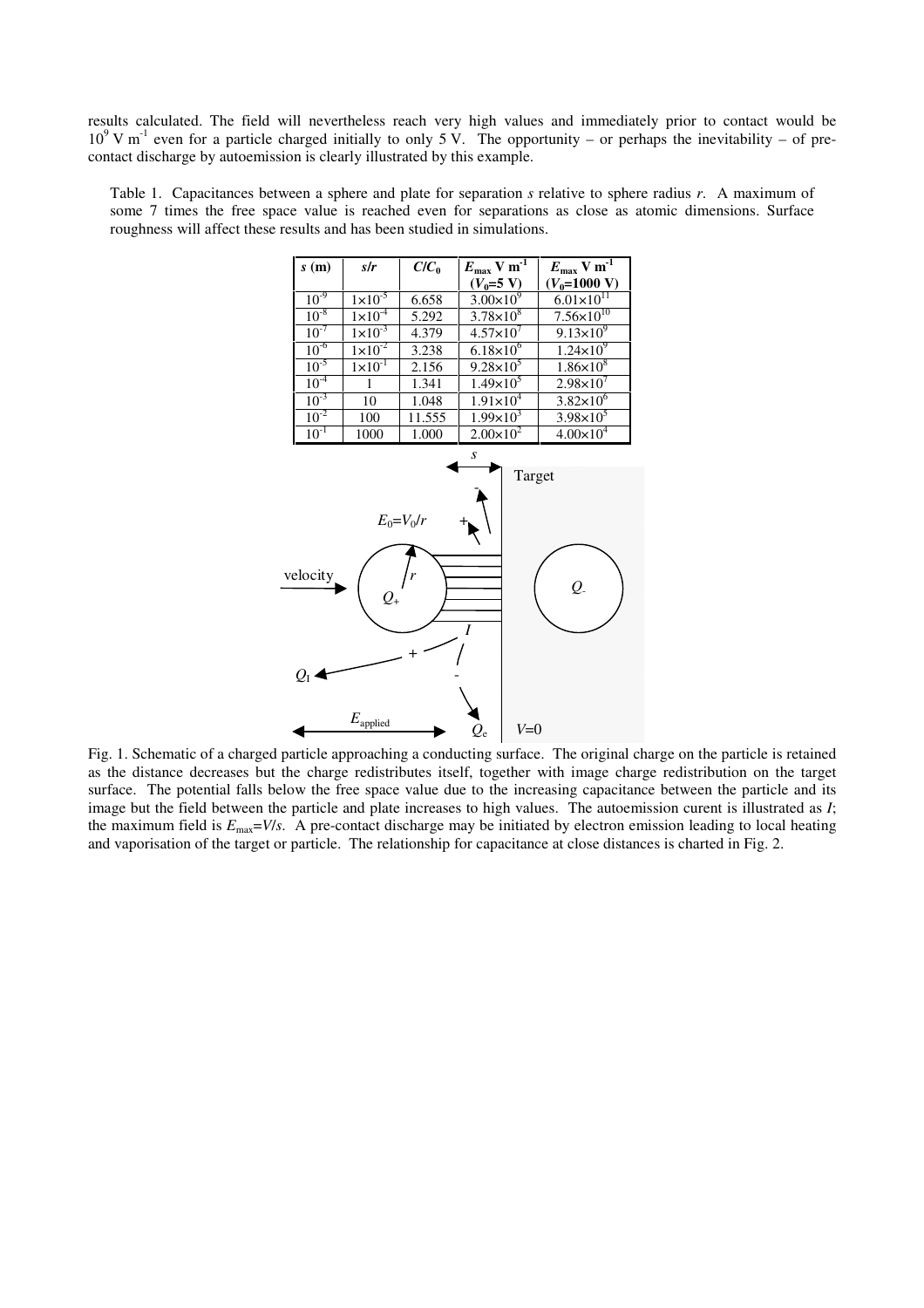results calculated. The field will nevertheless reach very high values and immediately prior to contact would be $10^9$ V m$^{-1}$ even for a particle charged initially to only 5 V. The opportunity – or perhaps the inevitability – of pre-contact discharge by autoemission is clearly illustrated by this example.

Table 1. Capacitances between a sphere and plate for separation *s* relative to sphere radius *r*. A maximum of some 7 times the free space value is reached even for separations as close as atomic dimensions. Surface roughness will affect these results and has been studied in simulations.

| *s* (m) | *s/r* | $C/C_0$ | $E_{max}$ V m$^{-1}$ ($V_0$=5 V) | $E_{max}$ V m$^{-1}$ ($V_0$=1000 V) |
|---|---|---|---|---|
| $10^{-9}$ | $1\times10^{-5}$ | 6.658 | $3.00\times10^{9}$ | $6.01\times10^{11}$ |
| $10^{-8}$ | $1\times10^{-4}$ | 5.292 | $3.78\times10^{8}$ | $7.56\times10^{10}$ |
| $10^{-7}$ | $1\times10^{-3}$ | 4.379 | $4.57\times10^{7}$ | $9.13\times10^{9}$ |
| $10^{-6}$ | $1\times10^{-2}$ | 3.238 | $6.18\times10^{6}$ | $1.24\times10^{9}$ |
| $10^{-5}$ | $1\times10^{-1}$ | 2.156 | $9.28\times10^{5}$ | $1.86\times10^{8}$ |
| $10^{-4}$ | 1 | 1.341 | $1.49\times10^{5}$ | $2.98\times10^{7}$ |
| $10^{-3}$ | 10 | 1.048 | $1.91\times10^{4}$ | $3.82\times10^{6}$ |
| $10^{-2}$ | 100 | 11.555 | $1.99\times10^{3}$ | $3.98\times10^{5}$ |
| $10^{-1}$ | 1000 | 1.000 | $2.00\times10^{2}$ | $4.00\times10^{4}$ |

Fig. 1. Schematic of a charged particle approaching a conducting surface. The original charge on the particle is retained as the distance decreases but the charge redistributes itself, together with image charge redistribution on the target surface. The potential falls below the free space value due to the increasing capacitance between the particle and its image but the field between the particle and plate increases to high values. The autoemission curent is illustrated as *I*; the maximum field is $E_{max}=V/s$. A pre-contact discharge may be initiated by electron emission leading to local heating and vaporisation of the target or particle. The relationship for capacitance at close distances is charted in Fig. 2.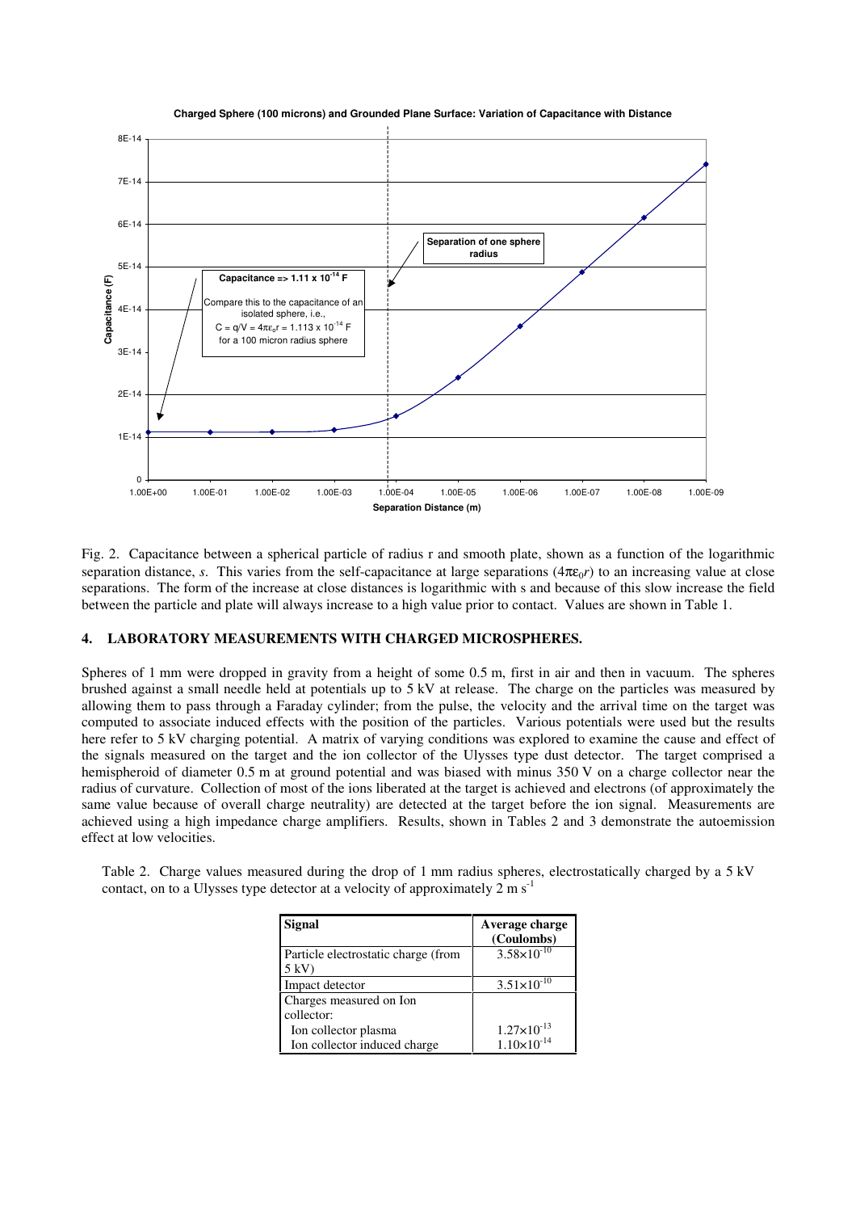Fig. 2. Capacitance between a spherical particle of radius r and smooth plate, shown as a function of the logarithmic separation distance, *s*. This varies from the self-capacitance at large separations ($4\pi\varepsilon_0 r$) to an increasing value at close separations. The form of the increase at close distances is logarithmic with s and because of this slow increase the field between the particle and plate will always increase to a high value prior to contact. Values are shown in Table 1.

## 4. LABORATORY MEASUREMENTS WITH CHARGED MICROSPHERES.

Spheres of 1 mm were dropped in gravity from a height of some 0.5 m, first in air and then in vacuum. The spheres brushed against a small needle held at potentials up to 5 kV at release. The charge on the particles was measured by allowing them to pass through a Faraday cylinder; from the pulse, the velocity and the arrival time on the target was computed to associate induced effects with the position of the particles. Various potentials were used but the results here refer to 5 kV charging potential. A matrix of varying conditions was explored to examine the cause and effect of the signals measured on the target and the ion collector of the Ulysses type dust detector. The target comprised a hemispheroid of diameter 0.5 m at ground potential and was biased with minus 350 V on a charge collector near the radius of curvature. Collection of most of the ions liberated at the target is achieved and electrons (of approximately the same value because of overall charge neutrality) are detected at the target before the ion signal. Measurements are achieved using a high impedance charge amplifiers. Results, shown in Tables 2 and 3 demonstrate the autoemission effect at low velocities.

Table 2. Charge values measured during the drop of 1 mm radius spheres, electrostatically charged by a 5 kV contact, on to a Ulysses type detector at a velocity of approximately 2 m s$^{-1}$

| Signal | Average charge (Coulombs) |
|---|---|
| Particle electrostatic charge (from 5 kV) | $3.58\times10^{-10}$ |
| Impact detector | $3.51\times10^{-10}$ |
| Charges measured on Ion collector: | |
| Ion collector plasma | $1.27\times10^{-13}$ |
| Ion collector induced charge | $1.10\times10^{-14}$ |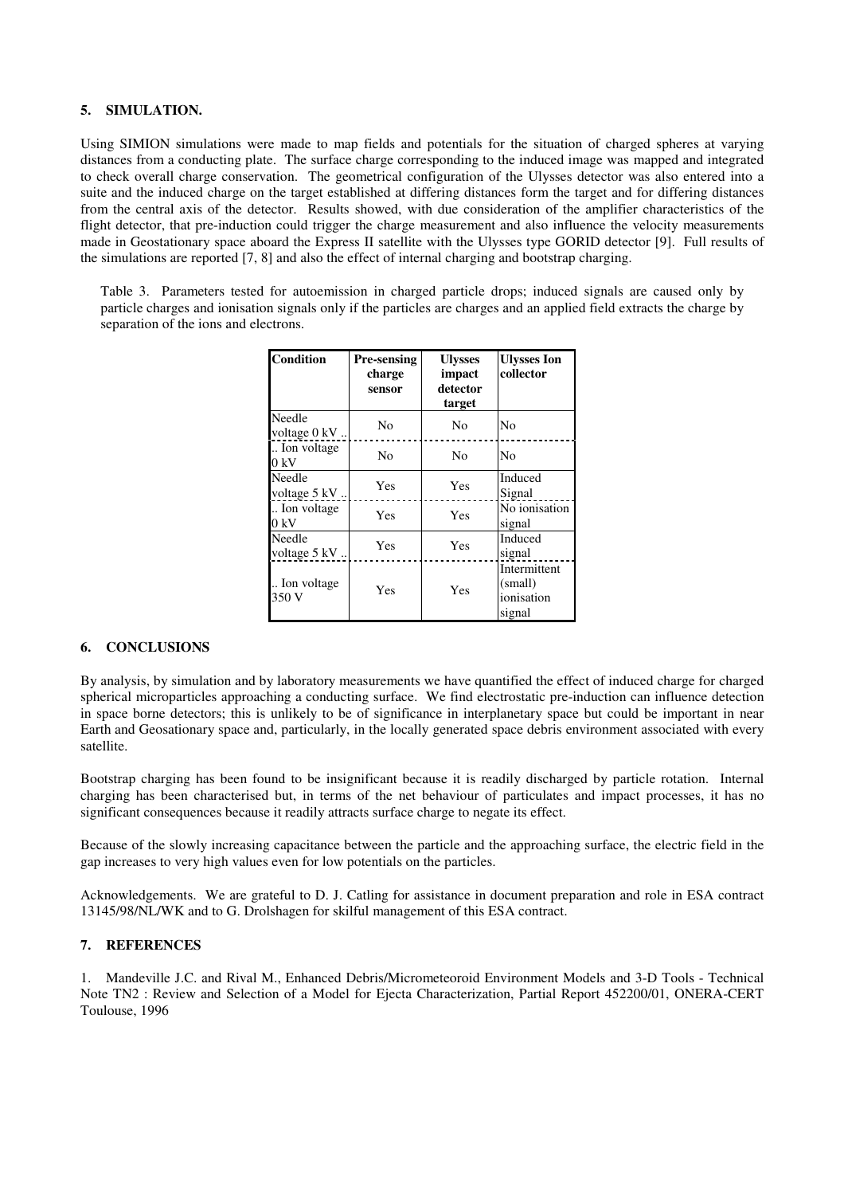## 5. SIMULATION.

Using SIMION simulations were made to map fields and potentials for the situation of charged spheres at varying distances from a conducting plate. The surface charge corresponding to the induced image was mapped and integrated to check overall charge conservation. The geometrical configuration of the Ulysses detector was also entered into a suite and the induced charge on the target established at differing distances form the target and for differing distances from the central axis of the detector. Results showed, with due consideration of the amplifier characteristics of the flight detector, that pre-induction could trigger the charge measurement and also influence the velocity measurements made in Geostationary space aboard the Express II satellite with the Ulysses type GORID detector [9]. Full results of the simulations are reported [7, 8] and also the effect of internal charging and bootstrap charging.

Table 3. Parameters tested for autoemission in charged particle drops; induced signals are caused only by particle charges and ionisation signals only if the particles are charges and an applied field extracts the charge by separation of the ions and electrons.

| Condition | Pre-sensing charge sensor | Ulysses impact detector target | Ulysses Ion collector |
|---|---|---|---|
| Needle voltage 0 kV .. | No | No | No |
| .. Ion voltage 0 kV | No | No | No |
| Needle voltage 5 kV .. | Yes | Yes | Induced Signal |
| .. Ion voltage 0 kV | Yes | Yes | No ionisation signal |
| Needle voltage 5 kV .. | Yes | Yes | Induced signal |
| .. Ion voltage 350 V | Yes | Yes | Intermittent (small) ionisation signal |

## 6. CONCLUSIONS

By analysis, by simulation and by laboratory measurements we have quantified the effect of induced charge for charged spherical microparticles approaching a conducting surface. We find electrostatic pre-induction can influence detection in space borne detectors; this is unlikely to be of significance in interplanetary space but could be important in near Earth and Geosational space and, particularly, in the locally generated space debris environment associated with every satellite.

Bootstrap charging has been found to be insignificant because it is readily discharged by particle rotation. Internal charging has been characterised but, in terms of the net behaviour of particulates and impact processes, it has no significant consequences because it readily attracts surface charge to negate its effect.

Because of the slowly increasing capacitance between the particle and the approaching surface, the electric field in the gap increases to very high values even for low potentials on the particles.

Acknowledgements. We are grateful to D. J. Catling for assistance in document preparation and role in ESA contract 13145/98/NL/WK and to G. Drolshagen for skilful management of this ESA contract.

## 7. REFERENCES

1. Mandeville J.C. and Rival M., Enhanced Debris/Micrometeoroid Environment Models and 3-D Tools - Technical Note TN2 : Review and Selection of a Model for Ejecta Characterization, Partial Report 452200/01, ONERA-CERT Toulouse, 1996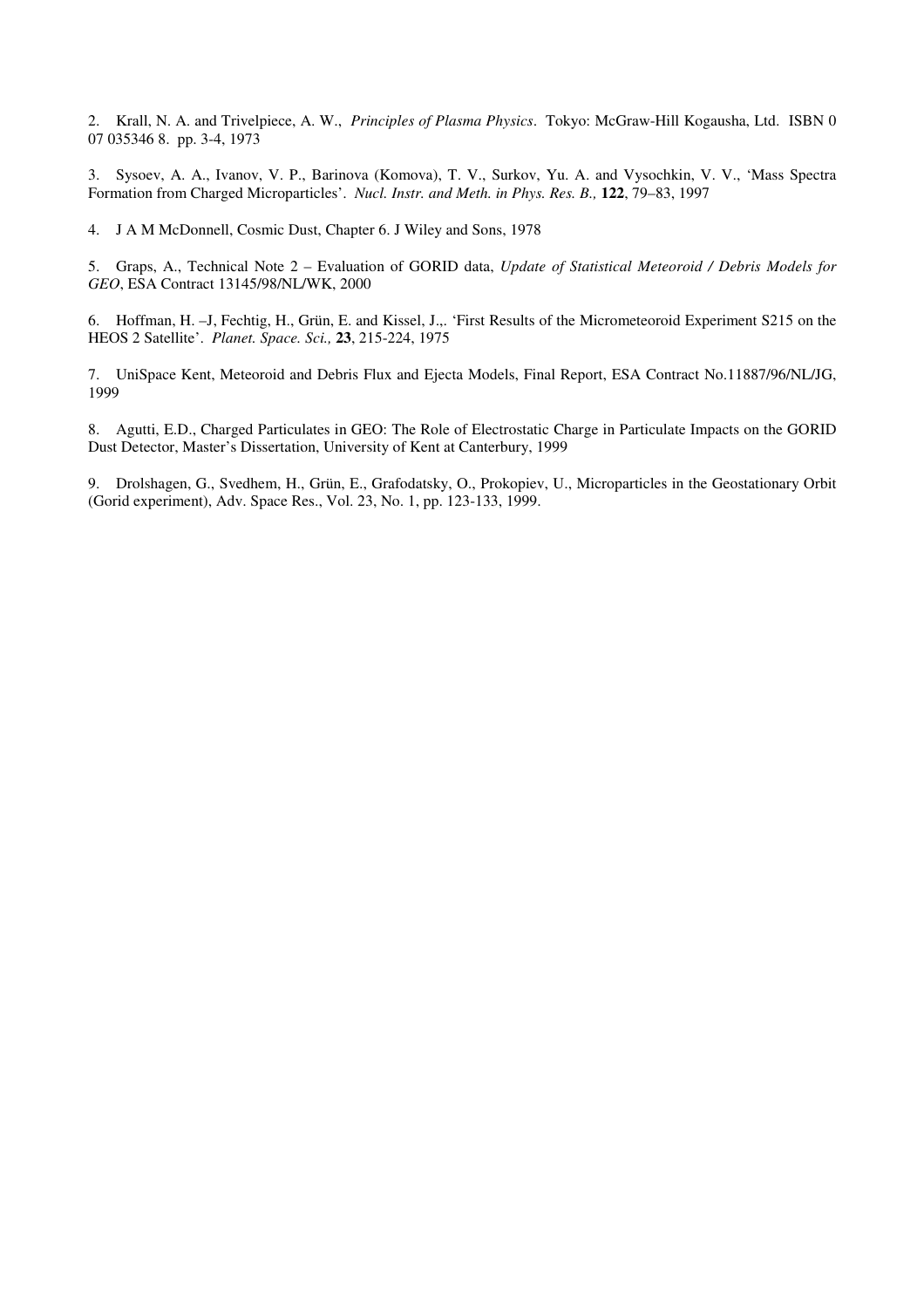2. Krall, N. A. and Trivelpiece, A. W., *Principles of Plasma Physics*. Tokyo: McGraw-Hill Kogausha, Ltd. ISBN 0 07 035346 8. pp. 3-4, 1973

3. Sysoev, A. A., Ivanov, V. P., Barinova (Komova), T. V., Surkov, Yu. A. and Vysochkin, V. V., 'Mass Spectra Formation from Charged Microparticles'. *Nucl. Instr. and Meth. in Phys. Res. B.,* **122**, 79–83, 1997

4. J A M McDonnell, Cosmic Dust, Chapter 6. J Wiley and Sons, 1978

5. Graps, A., Technical Note 2 – Evaluation of GORID data, *Update of Statistical Meteoroid / Debris Models for GEO*, ESA Contract 13145/98/NL/WK, 2000

6. Hoffman, H. –J, Fechtig, H., Grün, E. and Kissel, J.,. 'First Results of the Micrometeoroid Experiment S215 on the HEOS 2 Satellite'. *Planet. Space. Sci.,* **23**, 215-224, 1975

7. UniSpace Kent, Meteoroid and Debris Flux and Ejecta Models, Final Report, ESA Contract No.11887/96/NL/JG, 1999

8. Agutti, E.D., Charged Particulates in GEO: The Role of Electrostatic Charge in Particulate Impacts on the GORID Dust Detector, Master's Dissertation, University of Kent at Canterbury, 1999

9. Drolshagen, G., Svedhem, H., Grün, E., Grafodatsky, O., Prokopiev, U., Microparticles in the Geostationary Orbit (Gorid experiment), Adv. Space Res., Vol. 23, No. 1, pp. 123-133, 1999.